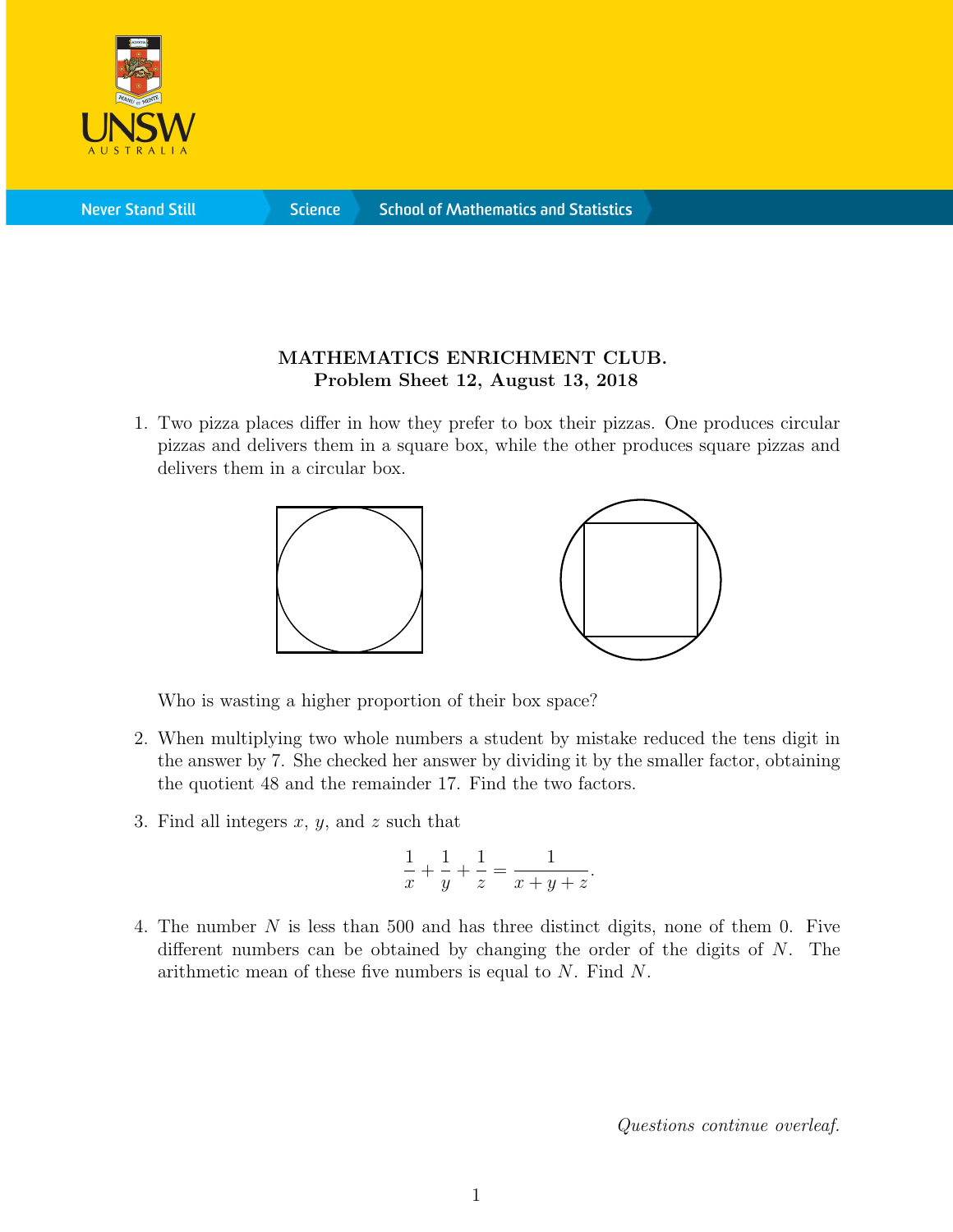**MATHEMATICS ENRICHMENT CLUB.**
**Problem Sheet 12, August 13, 2018**

1. Two pizza places differ in how they prefer to box their pizzas. One produces circular pizzas and delivers them in a square box, while the other produces square pizzas and delivers them in a circular box.

   Who is wasting a higher proportion of their box space?

2. When multiplying two whole numbers a student by mistake reduced the tens digit in the answer by 7. She checked her answer by dividing it by the smaller factor, obtaining the quotient 48 and the remainder 17. Find the two factors.

3. Find all integers $x$, $y$, and $z$ such that

$$\frac{1}{x} + \frac{1}{y} + \frac{1}{z} = \frac{1}{x+y+z}.$$

4. The number $N$ is less than 500 and has three distinct digits, none of them 0. Five different numbers can be obtained by changing the order of the digits of $N$. The arithmetic mean of these five numbers is equal to $N$. Find $N$.

*Questions continue overleaf.*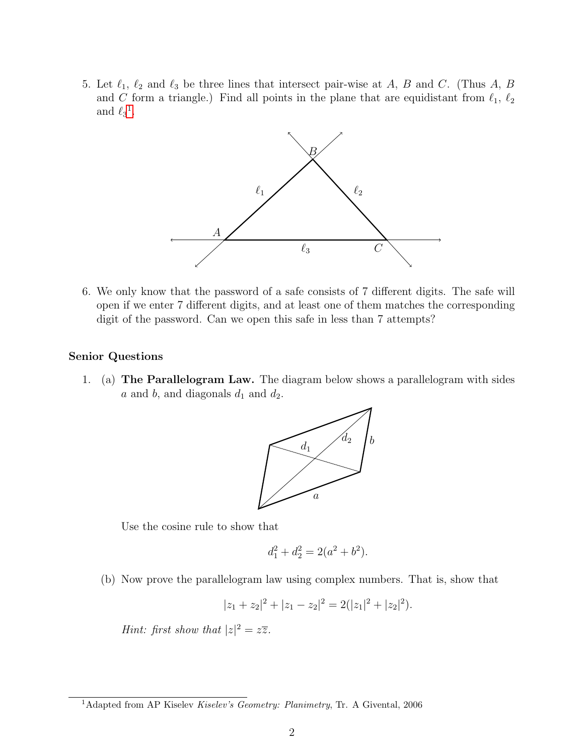5. Let $\ell_1$, $\ell_2$ and $\ell_3$ be three lines that intersect pair-wise at $A$, $B$ and $C$. (Thus $A$, $B$ and $C$ form a triangle.) Find all points in the plane that are equidistant from $\ell_1$, $\ell_2$ and $\ell_3$[1].

B
$\ell_1$
$\ell_2$
A
$\ell_3$
C

6. We only know that the password of a safe consists of 7 different digits. The safe will open if we enter 7 different digits, and at least one of them matches the corresponding digit of the password. Can we open this safe in less than 7 attempts?

**Senior Questions**

1. (a) **The Parallelogram Law.** The diagram below shows a parallelogram with sides $a$ and $b$, and diagonals $d_1$ and $d_2$.

   $d_1$
   $d_2$
   $b$
   $a$

   Use the cosine rule to show that

   $$d_1^2 + d_2^2 = 2(a^2 + b^2).$$

   (b) Now prove the parallelogram law using complex numbers. That is, show that

   $$|z_1 + z_2|^2 + |z_1 - z_2|^2 = 2(|z_1|^2 + |z_2|^2).$$

   *Hint: first show that* $|z|^2 = z\overline{z}$.

[1] Adapted from AP Kiselev *Kiselev's Geometry: Planimetry*, Tr. A Givental, 2006